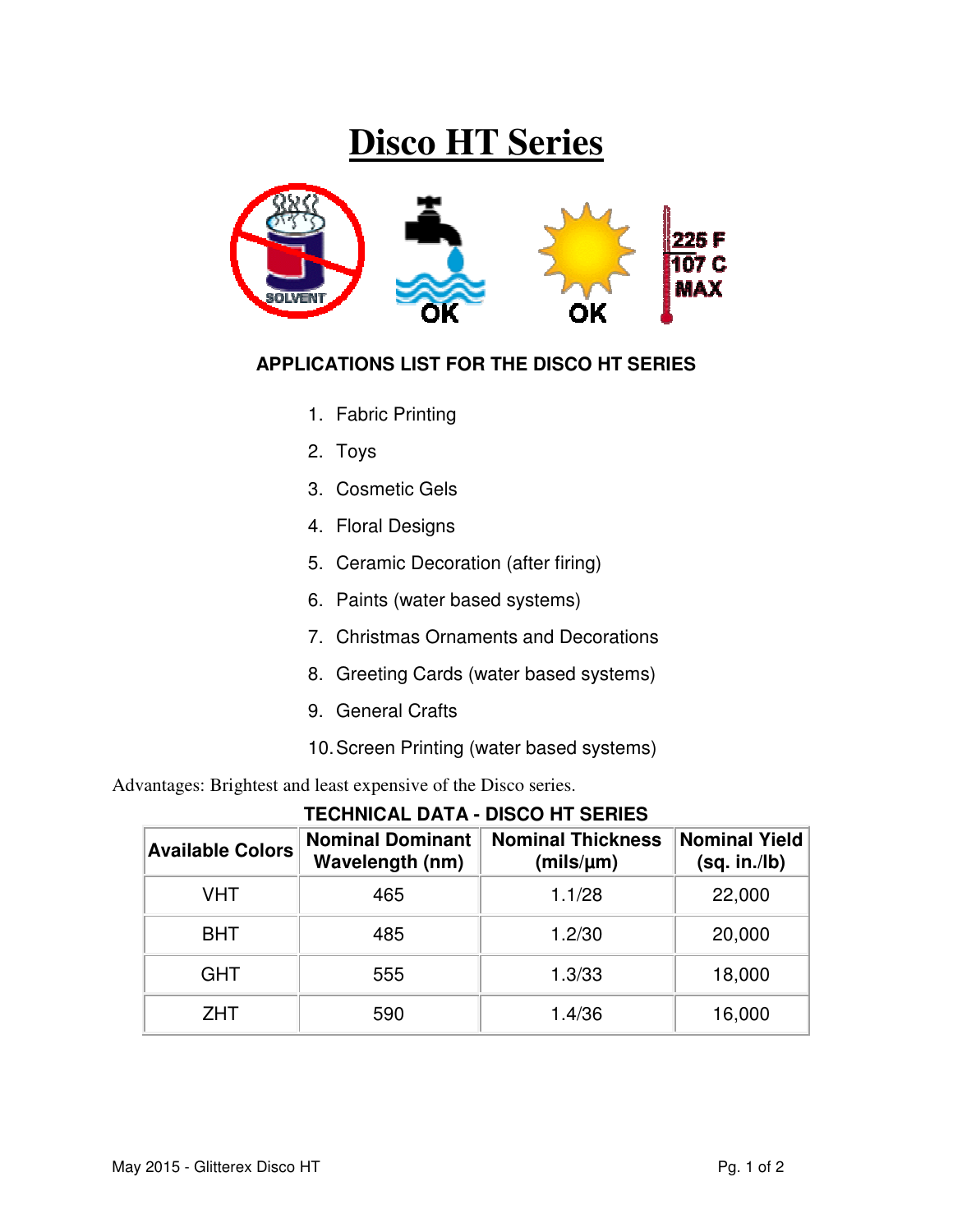# Disco HT Series

SOLVENT OK OK 225 F 107 C MAX

### APPLICATIONS LIST FOR THE DISCO HT SERIES

1. Fabric Printing
2. Toys
3. Cosmetic Gels
4. Floral Designs
5. Ceramic Decoration (after firing)
6. Paints (water based systems)
7. Christmas Ornaments and Decorations
8. Greeting Cards (water based systems)
9. General Crafts
10. Screen Printing (water based systems)

Advantages: Brightest and least expensive of the Disco series.

**TECHNICAL DATA - DISCO HT SERIES**

| Available Colors | Nominal Dominant Wavelength (nm) | Nominal Thickness (mils/µm) | Nominal Yield (sq. in./lb) |
|---|---|---|---|
| VHT | 465 | 1.1/28 | 22,000 |
| BHT | 485 | 1.2/30 | 20,000 |
| GHT | 555 | 1.3/33 | 18,000 |
| ZHT | 590 | 1.4/36 | 16,000 |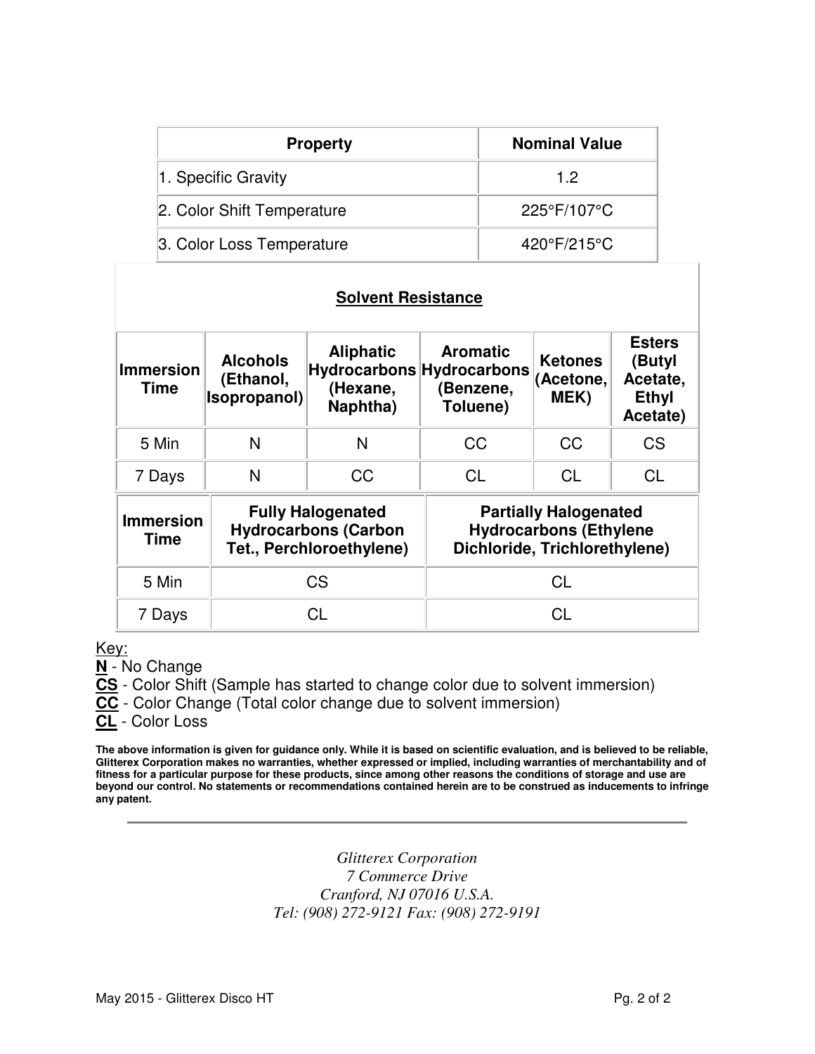| Property | Nominal Value |
|---|---|
| 1. Specific Gravity | 1.2 |
| 2. Color Shift Temperature | 225°F/107°C |
| 3. Color Loss Temperature | 420°F/215°C |

## Solvent Resistance

| Immersion Time | Alcohols (Ethanol, Isopropanol) | Aliphatic Hydrocarbons (Hexane, Naphtha) | Aromatic Hydrocarbons (Benzene, Toluene) | Ketones (Acetone, MEK) | Esters (Butyl Acetate, Ethyl Acetate) |
|---|---|---|---|---|---|
| 5 Min | N | N | CC | CC | CS |
| 7 Days | N | CC | CL | CL | CL |

| Immersion Time | Fully Halogenated Hydrocarbons (Carbon Tet., Perchloroethylene) | Partially Halogenated Hydrocarbons (Ethylene Dichloride, Trichlorethylene) |
|---|---|---|
| 5 Min | CS | CL |
| 7 Days | CL | CL |

Key:

**N** - No Change

**CS** - Color Shift (Sample has started to change color due to solvent immersion)

**CC** - Color Change (Total color change due to solvent immersion)

**CL** - Color Loss

**The above information is given for guidance only. While it is based on scientific evaluation, and is believed to be reliable, Glitterex Corporation makes no warranties, whether expressed or implied, including warranties of merchantability and of fitness for a particular purpose for these products, since among other reasons the conditions of storage and use are beyond our control. No statements or recommendations contained herein are to be construed as inducements to infringe any patent.**

---

*Glitterex Corporation*
*7 Commerce Drive*
*Cranford, NJ 07016 U.S.A.*
*Tel: (908) 272-9121 Fax: (908) 272-9191*